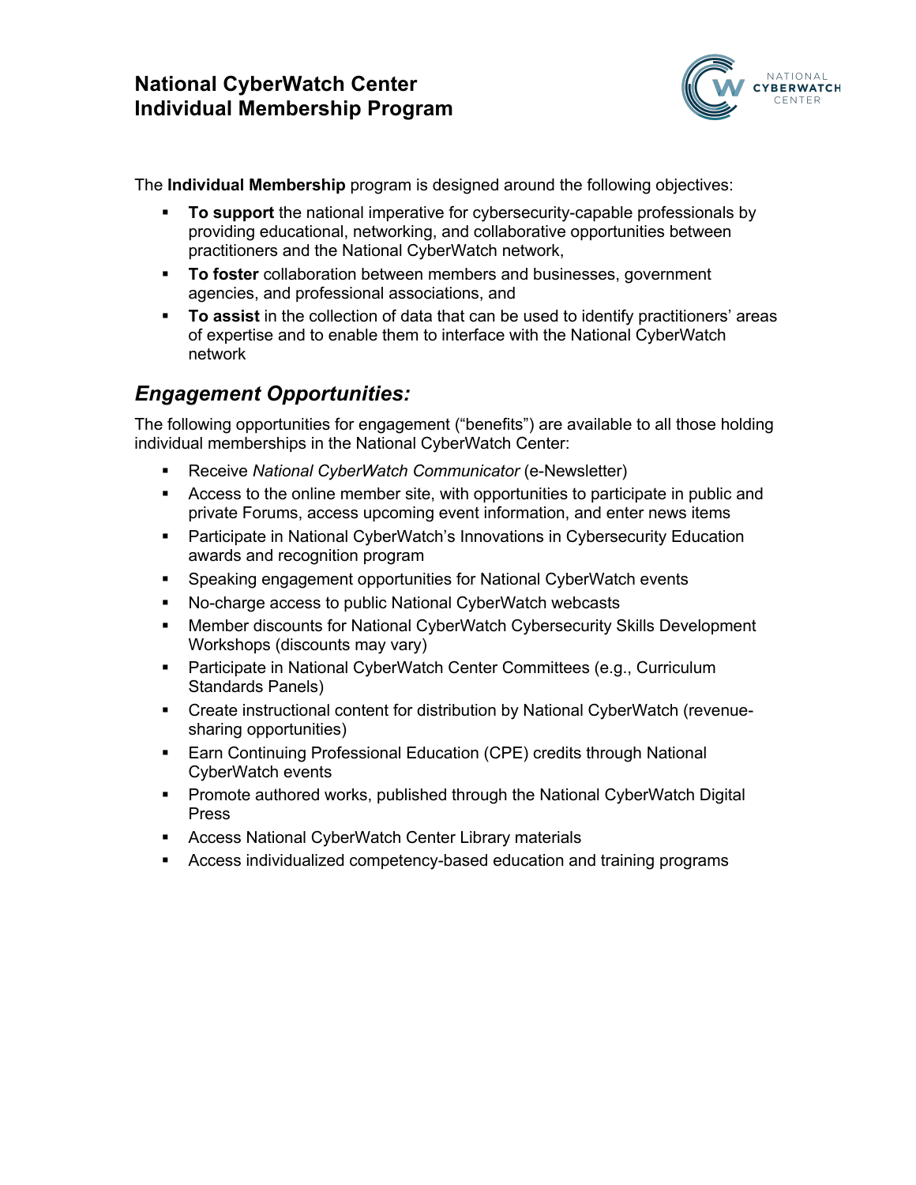# National CyberWatch Center
# Individual Membership Program

The **Individual Membership** program is designed around the following objectives:

- **To support** the national imperative for cybersecurity-capable professionals by providing educational, networking, and collaborative opportunities between practitioners and the National CyberWatch network,
- **To foster** collaboration between members and businesses, government agencies, and professional associations, and
- **To assist** in the collection of data that can be used to identify practitioners' areas of expertise and to enable them to interface with the National CyberWatch network

## *Engagement Opportunities:*

The following opportunities for engagement ("benefits") are available to all those holding individual memberships in the National CyberWatch Center:

- Receive *National CyberWatch Communicator* (e-Newsletter)
- Access to the online member site, with opportunities to participate in public and private Forums, access upcoming event information, and enter news items
- Participate in National CyberWatch's Innovations in Cybersecurity Education awards and recognition program
- Speaking engagement opportunities for National CyberWatch events
- No-charge access to public National CyberWatch webcasts
- Member discounts for National CyberWatch Cybersecurity Skills Development Workshops (discounts may vary)
- Participate in National CyberWatch Center Committees (e.g., Curriculum Standards Panels)
- Create instructional content for distribution by National CyberWatch (revenue-sharing opportunities)
- Earn Continuing Professional Education (CPE) credits through National CyberWatch events
- Promote authored works, published through the National CyberWatch Digital Press
- Access National CyberWatch Center Library materials
- Access individualized competency-based education and training programs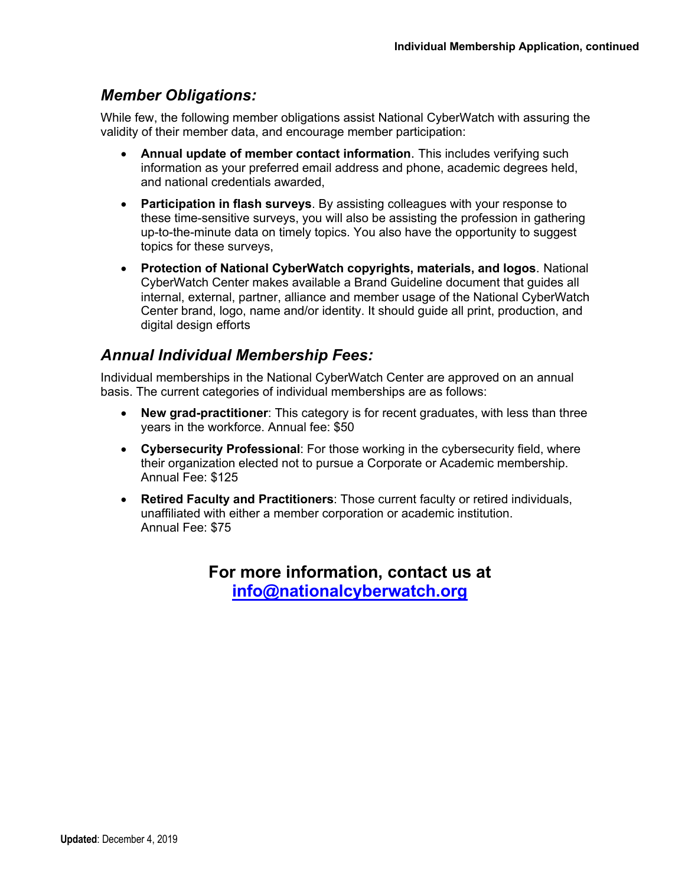## *Member Obligations:*

While few, the following member obligations assist National CyberWatch with assuring the validity of their member data, and encourage member participation:

- **Annual update of member contact information**. This includes verifying such information as your preferred email address and phone, academic degrees held, and national credentials awarded,
- **Participation in flash surveys**. By assisting colleagues with your response to these time-sensitive surveys, you will also be assisting the profession in gathering up-to-the-minute data on timely topics. You also have the opportunity to suggest topics for these surveys,
- **Protection of National CyberWatch copyrights, materials, and logos**. National CyberWatch Center makes available a Brand Guideline document that guides all internal, external, partner, alliance and member usage of the National CyberWatch Center brand, logo, name and/or identity. It should guide all print, production, and digital design efforts

## *Annual Individual Membership Fees:*

Individual memberships in the National CyberWatch Center are approved on an annual basis. The current categories of individual memberships are as follows:

- **New grad-practitioner**: This category is for recent graduates, with less than three years in the workforce. Annual fee: $50
- **Cybersecurity Professional**: For those working in the cybersecurity field, where their organization elected not to pursue a Corporate or Academic membership. Annual Fee: $125
- **Retired Faculty and Practitioners**: Those current faculty or retired individuals, unaffiliated with either a member corporation or academic institution. Annual Fee: $75

### For more information, contact us at [info@nationalcyberwatch.org](mailto:info@nationalcyberwatch.org)

**Updated**: December 4, 2019